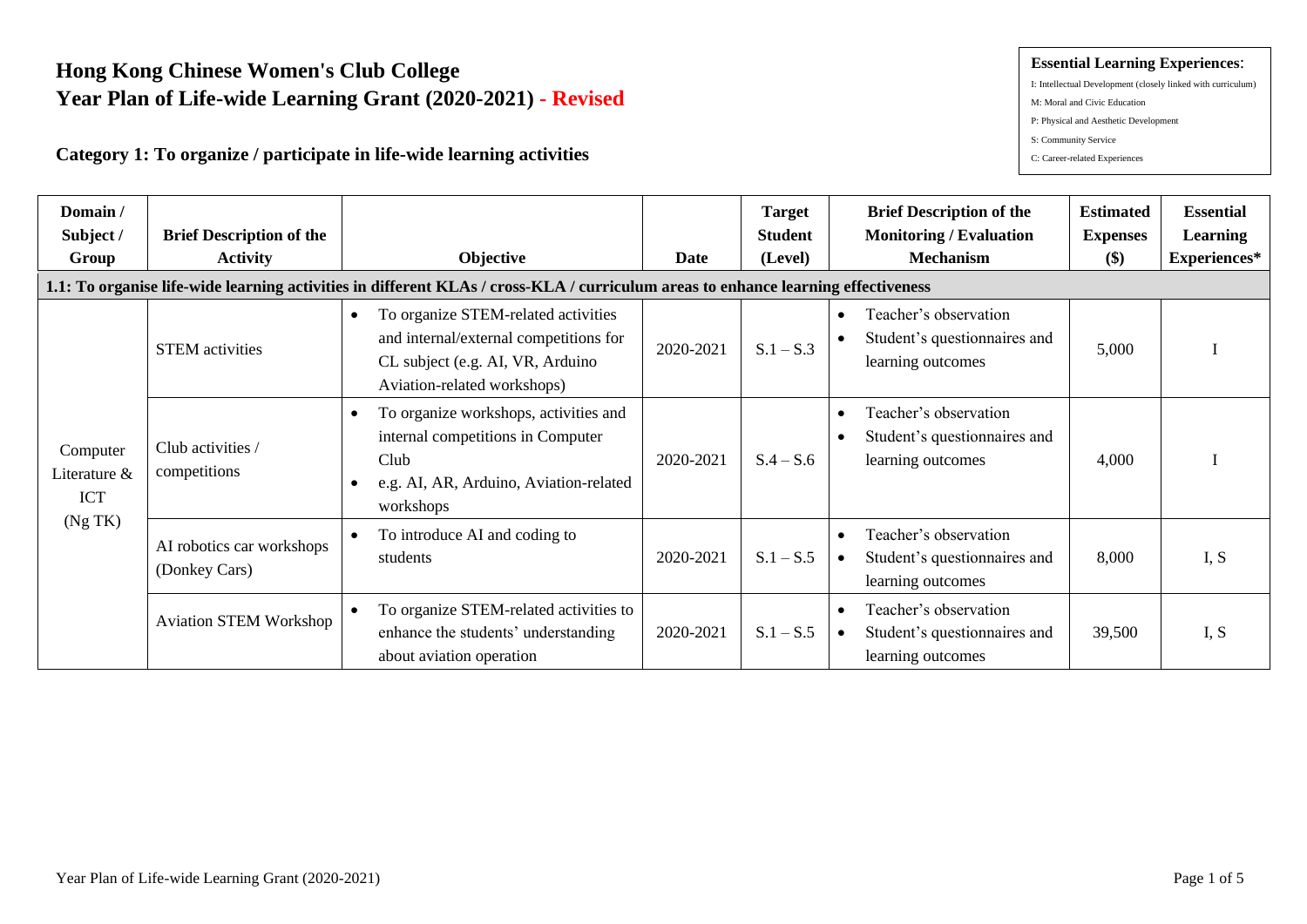# Hong Kong Chinese Women's Club College
# Year Plan of Life-wide Learning Grant (2020-2021) - Revised

**Essential Learning Experiences**:

I: Intellectual Development (closely linked with curriculum)
M: Moral and Civic Education
P: Physical and Aesthetic Development
S: Community Service
C: Career-related Experiences

## Category 1: To organize / participate in life-wide learning activities

| Domain / Subject / Group | Brief Description of the Activity | Objective | Date | Target Student (Level) | Brief Description of the Monitoring / Evaluation Mechanism | Estimated Expenses ($) | Essential Learning Experiences* |
|---|---|---|---|---|---|---|---|
| **1.1: To organise life-wide learning activities in different KLAs / cross-KLA / curriculum areas to enhance learning effectiveness** | | | | | | | |
| Computer Literature & ICT (Ng TK) | STEM activities | • To organize STEM-related activities and internal/external competitions for CL subject (e.g. AI, VR, Arduino Aviation-related workshops) | 2020-2021 | S.1 – S.3 | • Teacher's observation<br>• Student's questionnaires and learning outcomes | 5,000 | I |
| | Club activities / competitions | • To organize workshops, activities and internal competitions in Computer Club<br>• e.g. AI, AR, Arduino, Aviation-related workshops | 2020-2021 | S.4 – S.6 | • Teacher's observation<br>• Student's questionnaires and learning outcomes | 4,000 | I |
| | AI robotics car workshops (Donkey Cars) | • To introduce AI and coding to students | 2020-2021 | S.1 – S.5 | • Teacher's observation<br>• Student's questionnaires and learning outcomes | 8,000 | I, S |
| | Aviation STEM Workshop | • To organize STEM-related activities to enhance the students' understanding about aviation operation | 2020-2021 | S.1 – S.5 | • Teacher's observation<br>• Student's questionnaires and learning outcomes | 39,500 | I, S |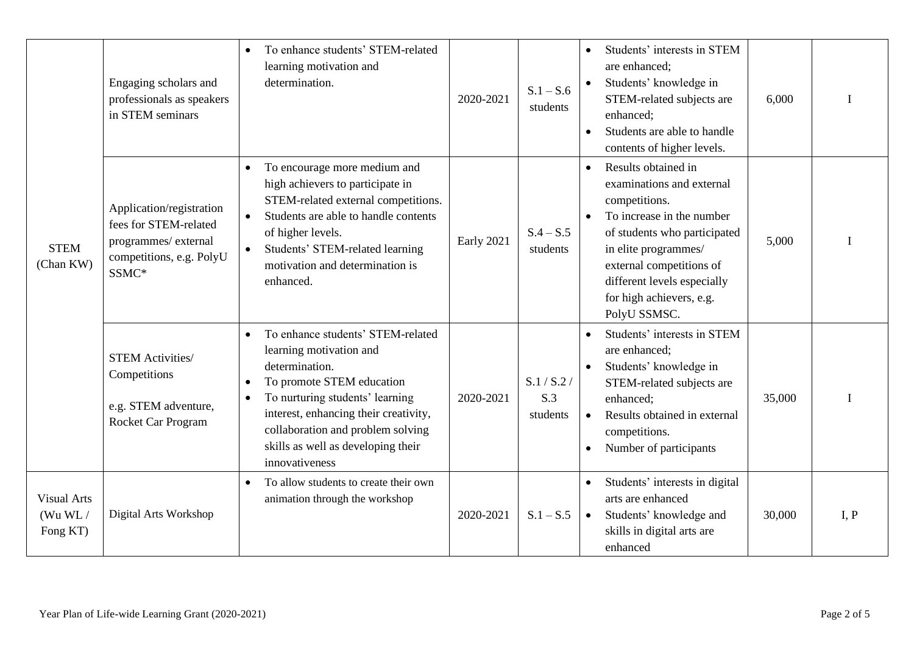| | | | | | | | |
|---|---|---|---|---|---|---|---|
| STEM (Chan KW) | Engaging scholars and professionals as speakers in STEM seminars | • To enhance students' STEM-related learning motivation and determination. | 2020-2021 | S.1 – S.6 students | • Students' interests in STEM are enhanced;<br>• Students' knowledge in STEM-related subjects are enhanced;<br>• Students are able to handle contents of higher levels. | 6,000 | I |
| | Application/registration fees for STEM-related programmes/ external competitions, e.g. PolyU SSMC* | • To encourage more medium and high achievers to participate in STEM-related external competitions.<br>• Students are able to handle contents of higher levels.<br>• Students' STEM-related learning motivation and determination is enhanced. | Early 2021 | S.4 – S.5 students | • Results obtained in examinations and external competitions.<br>• To increase in the number of students who participated in elite programmes/ external competitions of different levels especially for high achievers, e.g. PolyU SSMSC. | 5,000 | I |
| | STEM Activities/ Competitions<br><br>e.g. STEM adventure, Rocket Car Program | • To enhance students' STEM-related learning motivation and determination.<br>• To promote STEM education<br>• To nurturing students' learning interest, enhancing their creativity, collaboration and problem solving skills as well as developing their innovativeness | 2020-2021 | S.1 / S.2 / S.3 students | • Students' interests in STEM are enhanced;<br>• Students' knowledge in STEM-related subjects are enhanced;<br>• Results obtained in external competitions.<br>• Number of participants | 35,000 | I |
| Visual Arts (Wu WL / Fong KT) | Digital Arts Workshop | • To allow students to create their own animation through the workshop | 2020-2021 | S.1 – S.5 | • Students' interests in digital arts are enhanced<br>• Students' knowledge and skills in digital arts are enhanced | 30,000 | I, P |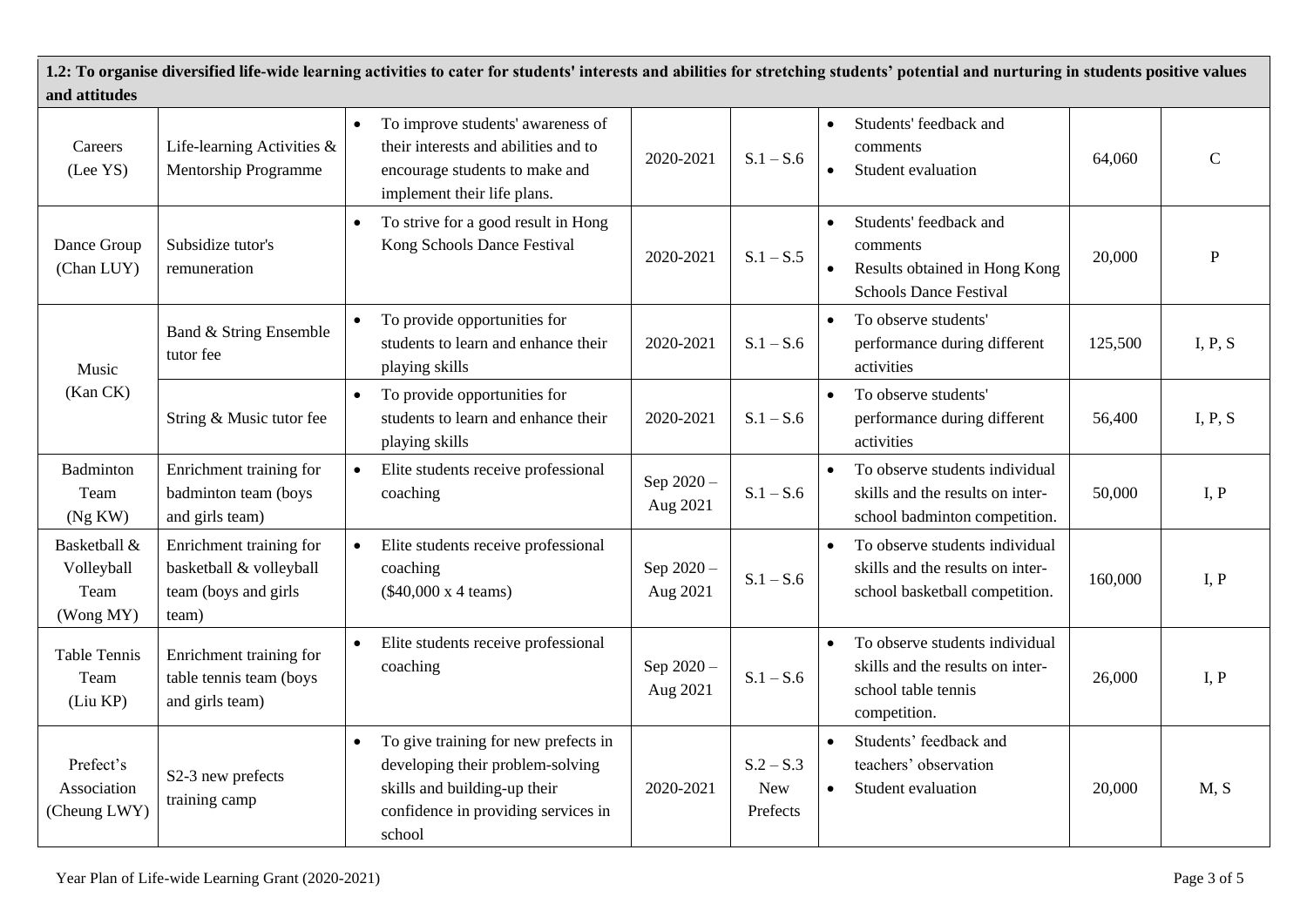**1.2: To organise diversified life-wide learning activities to cater for students' interests and abilities for stretching students' potential and nurturing in students positive values and attitudes**

| | | | | | | | |
|---|---|---|---|---|---|---|---|
| Careers (Lee YS) | Life-learning Activities & Mentorship Programme | • To improve students' awareness of their interests and abilities and to encourage students to make and implement their life plans. | 2020-2021 | S.1 – S.6 | • Students' feedback and comments<br>• Student evaluation | 64,060 | C |
| Dance Group (Chan LUY) | Subsidize tutor's remuneration | • To strive for a good result in Hong Kong Schools Dance Festival | 2020-2021 | S.1 – S.5 | • Students' feedback and comments<br>• Results obtained in Hong Kong Schools Dance Festival | 20,000 | P |
| Music (Kan CK) | Band & String Ensemble tutor fee | • To provide opportunities for students to learn and enhance their playing skills | 2020-2021 | S.1 – S.6 | • To observe students' performance during different activities | 125,500 | I, P, S |
| | String & Music tutor fee | • To provide opportunities for students to learn and enhance their playing skills | 2020-2021 | S.1 – S.6 | • To observe students' performance during different activities | 56,400 | I, P, S |
| Badminton Team (Ng KW) | Enrichment training for badminton team (boys and girls team) | • Elite students receive professional coaching | Sep 2020 – Aug 2021 | S.1 – S.6 | • To observe students individual skills and the results on inter-school badminton competition. | 50,000 | I, P |
| Basketball & Volleyball Team (Wong MY) | Enrichment training for basketball & volleyball team (boys and girls team) | • Elite students receive professional coaching ($40,000 x 4 teams) | Sep 2020 – Aug 2021 | S.1 – S.6 | • To observe students individual skills and the results on inter-school basketball competition. | 160,000 | I, P |
| Table Tennis Team (Liu KP) | Enrichment training for table tennis team (boys and girls team) | • Elite students receive professional coaching | Sep 2020 – Aug 2021 | S.1 – S.6 | • To observe students individual skills and the results on inter-school table tennis competition. | 26,000 | I, P |
| Prefect's Association (Cheung LWY) | S2-3 new prefects training camp | • To give training for new prefects in developing their problem-solving skills and building-up their confidence in providing services in school | 2020-2021 | S.2 – S.3 New Prefects | • Students' feedback and teachers' observation<br>• Student evaluation | 20,000 | M, S |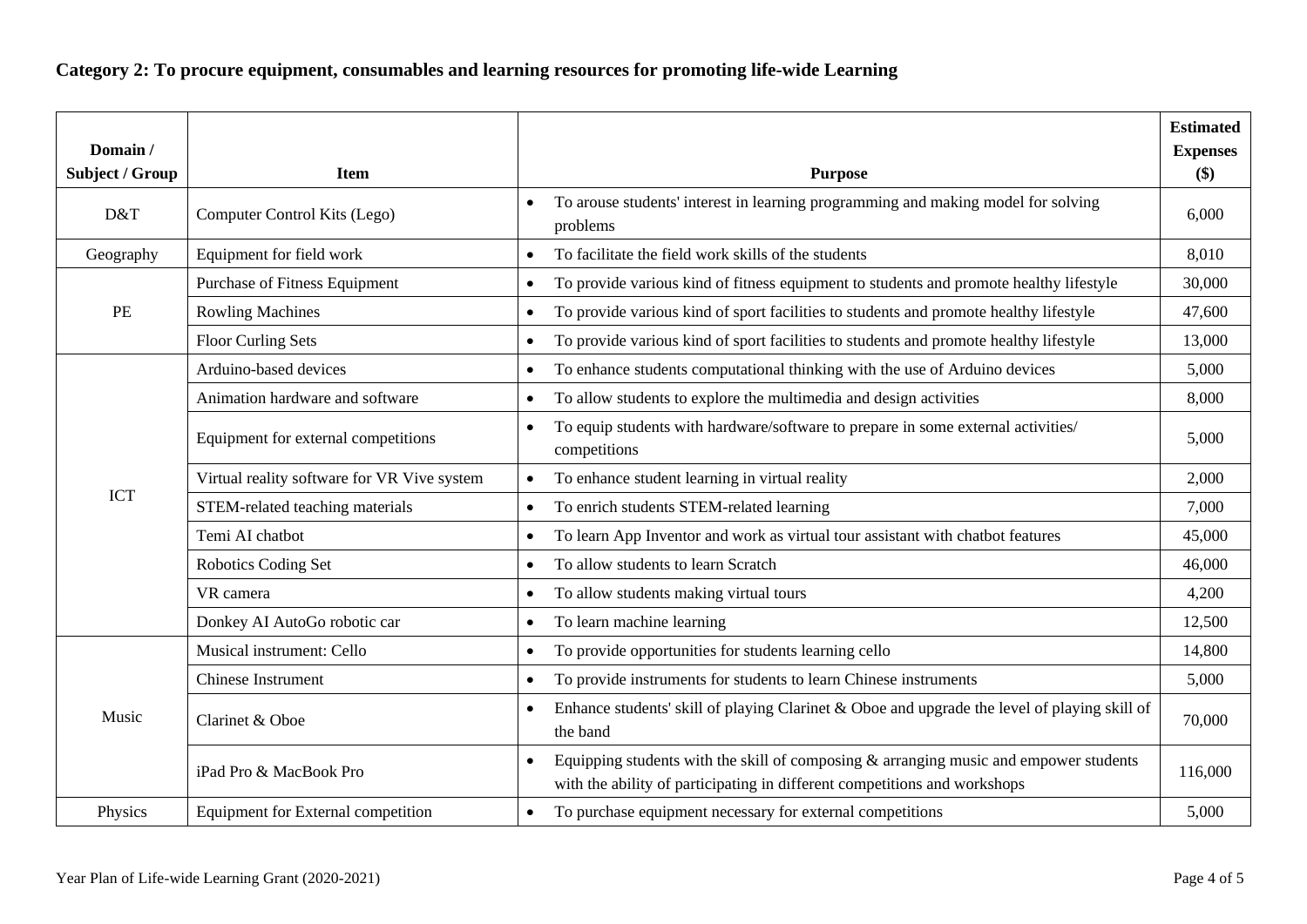**Category 2: To procure equipment, consumables and learning resources for promoting life-wide Learning**

| Domain / Subject / Group | Item | Purpose | Estimated Expenses ($) |
|---|---|---|---|
| D&T | Computer Control Kits (Lego) | • To arouse students' interest in learning programming and making model for solving problems | 6,000 |
| Geography | Equipment for field work | • To facilitate the field work skills of the students | 8,010 |
| PE | Purchase of Fitness Equipment | • To provide various kind of fitness equipment to students and promote healthy lifestyle | 30,000 |
| | Rowling Machines | • To provide various kind of sport facilities to students and promote healthy lifestyle | 47,600 |
| | Floor Curling Sets | • To provide various kind of sport facilities to students and promote healthy lifestyle | 13,000 |
| ICT | Arduino-based devices | • To enhance students computational thinking with the use of Arduino devices | 5,000 |
| | Animation hardware and software | • To allow students to explore the multimedia and design activities | 8,000 |
| | Equipment for external competitions | • To equip students with hardware/software to prepare in some external activities/ competitions | 5,000 |
| | Virtual reality software for VR Vive system | • To enhance student learning in virtual reality | 2,000 |
| | STEM-related teaching materials | • To enrich students STEM-related learning | 7,000 |
| | Temi AI chatbot | • To learn App Inventor and work as virtual tour assistant with chatbot features | 45,000 |
| | Robotics Coding Set | • To allow students to learn Scratch | 46,000 |
| | VR camera | • To allow students making virtual tours | 4,200 |
| | Donkey AI AutoGo robotic car | • To learn machine learning | 12,500 |
| Music | Musical instrument: Cello | • To provide opportunities for students learning cello | 14,800 |
| | Chinese Instrument | • To provide instruments for students to learn Chinese instruments | 5,000 |
| | Clarinet & Oboe | • Enhance students' skill of playing Clarinet & Oboe and upgrade the level of playing skill of the band | 70,000 |
| | iPad Pro & MacBook Pro | • Equipping students with the skill of composing & arranging music and empower students with the ability of participating in different competitions and workshops | 116,000 |
| Physics | Equipment for External competition | • To purchase equipment necessary for external competitions | 5,000 |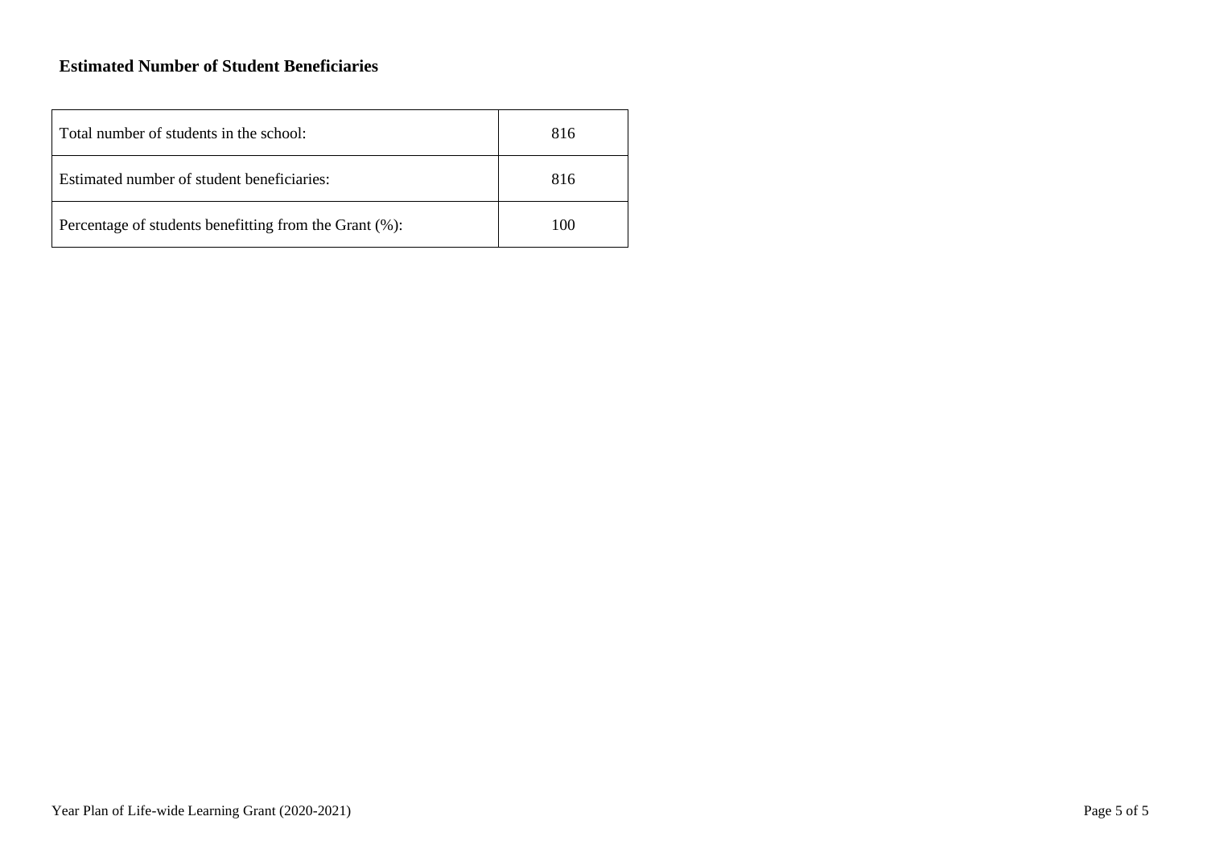**Estimated Number of Student Beneficiaries**

| | |
|---|---|
| Total number of students in the school: | 816 |
| Estimated number of student beneficiaries: | 816 |
| Percentage of students benefitting from the Grant (%): | 100 |